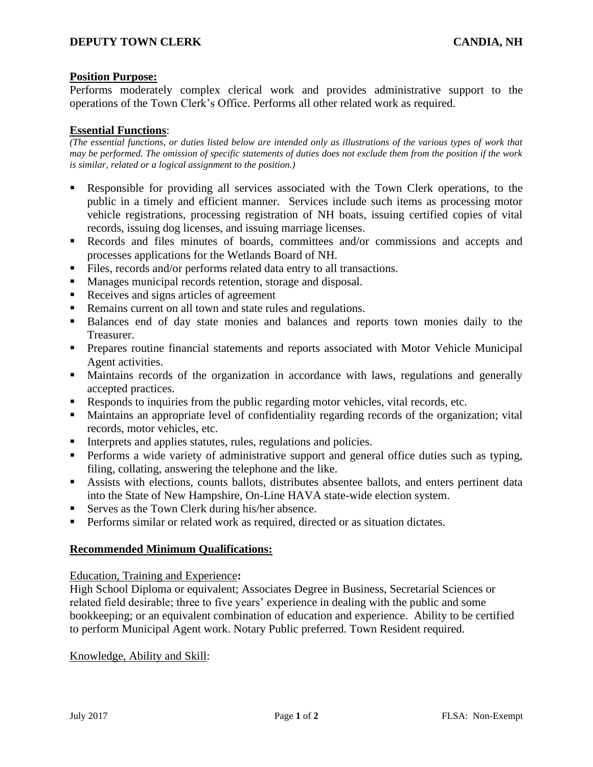**DEPUTY TOWN CLERK** **CANDIA, NH**

## Position Purpose:

Performs moderately complex clerical work and provides administrative support to the operations of the Town Clerk's Office. Performs all other related work as required.

## Essential Functions:

*(The essential functions, or duties listed below are intended only as illustrations of the various types of work that may be performed. The omission of specific statements of duties does not exclude them from the position if the work is similar, related or a logical assignment to the position.)*

- Responsible for providing all services associated with the Town Clerk operations, to the public in a timely and efficient manner. Services include such items as processing motor vehicle registrations, processing registration of NH boats, issuing certified copies of vital records, issuing dog licenses, and issuing marriage licenses.
- Records and files minutes of boards, committees and/or commissions and accepts and processes applications for the Wetlands Board of NH.
- Files, records and/or performs related data entry to all transactions.
- Manages municipal records retention, storage and disposal.
- Receives and signs articles of agreement
- Remains current on all town and state rules and regulations.
- Balances end of day state monies and balances and reports town monies daily to the Treasurer.
- Prepares routine financial statements and reports associated with Motor Vehicle Municipal Agent activities.
- Maintains records of the organization in accordance with laws, regulations and generally accepted practices.
- Responds to inquiries from the public regarding motor vehicles, vital records, etc.
- Maintains an appropriate level of confidentiality regarding records of the organization; vital records, motor vehicles, etc.
- Interprets and applies statutes, rules, regulations and policies.
- Performs a wide variety of administrative support and general office duties such as typing, filing, collating, answering the telephone and the like.
- Assists with elections, counts ballots, distributes absentee ballots, and enters pertinent data into the State of New Hampshire, On-Line HAVA state-wide election system.
- Serves as the Town Clerk during his/her absence.
- Performs similar or related work as required, directed or as situation dictates.

## Recommended Minimum Qualifications:

### Education, Training and Experience:

High School Diploma or equivalent; Associates Degree in Business, Secretarial Sciences or related field desirable; three to five years' experience in dealing with the public and some bookkeeping; or an equivalent combination of education and experience. Ability to be certified to perform Municipal Agent work. Notary Public preferred. Town Resident required.

### Knowledge, Ability and Skill: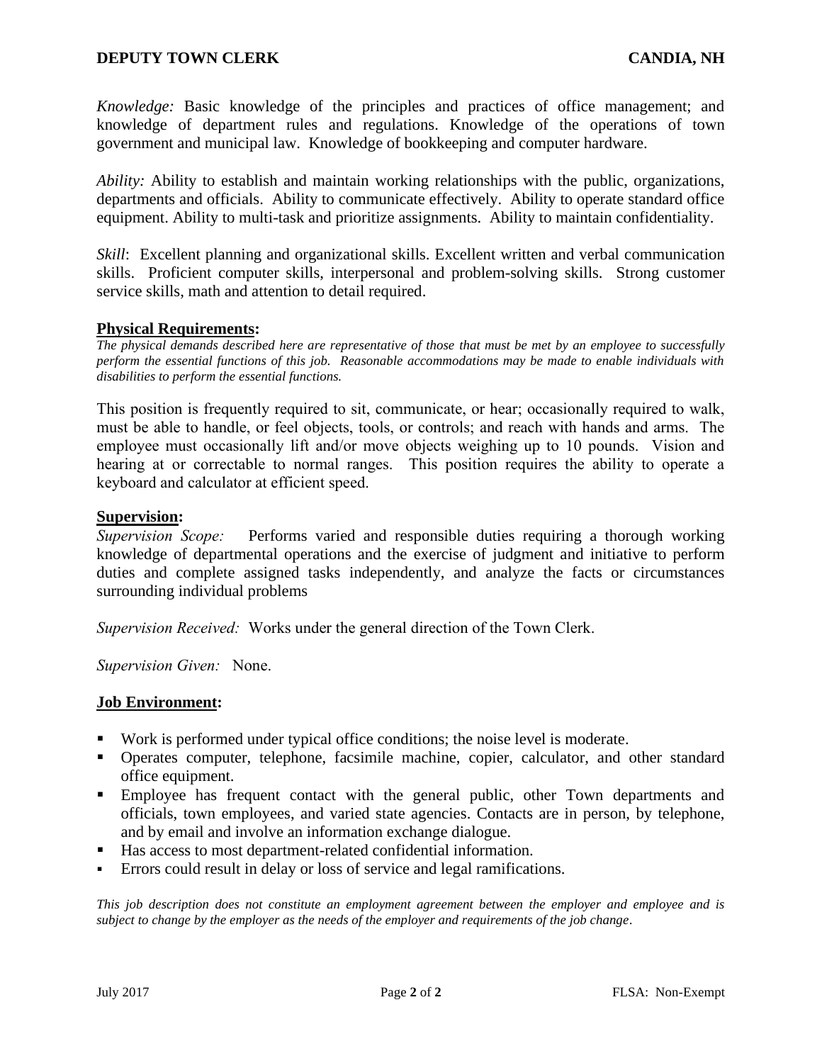*Knowledge:* Basic knowledge of the principles and practices of office management; and knowledge of department rules and regulations. Knowledge of the operations of town government and municipal law. Knowledge of bookkeeping and computer hardware.

*Ability:* Ability to establish and maintain working relationships with the public, organizations, departments and officials. Ability to communicate effectively. Ability to operate standard office equipment. Ability to multi-task and prioritize assignments. Ability to maintain confidentiality.

*Skill*: Excellent planning and organizational skills. Excellent written and verbal communication skills. Proficient computer skills, interpersonal and problem-solving skills. Strong customer service skills, math and attention to detail required.

## **Physical Requirements:**

*The physical demands described here are representative of those that must be met by an employee to successfully perform the essential functions of this job. Reasonable accommodations may be made to enable individuals with disabilities to perform the essential functions.*

This position is frequently required to sit, communicate, or hear; occasionally required to walk, must be able to handle, or feel objects, tools, or controls; and reach with hands and arms. The employee must occasionally lift and/or move objects weighing up to 10 pounds. Vision and hearing at or correctable to normal ranges. This position requires the ability to operate a keyboard and calculator at efficient speed.

## **Supervision:**

*Supervision Scope:* Performs varied and responsible duties requiring a thorough working knowledge of departmental operations and the exercise of judgment and initiative to perform duties and complete assigned tasks independently, and analyze the facts or circumstances surrounding individual problems

*Supervision Received:* Works under the general direction of the Town Clerk.

*Supervision Given:* None.

## **Job Environment:**

- Work is performed under typical office conditions; the noise level is moderate.
- Operates computer, telephone, facsimile machine, copier, calculator, and other standard office equipment.
- Employee has frequent contact with the general public, other Town departments and officials, town employees, and varied state agencies. Contacts are in person, by telephone, and by email and involve an information exchange dialogue.
- Has access to most department-related confidential information.
- Errors could result in delay or loss of service and legal ramifications.

*This job description does not constitute an employment agreement between the employer and employee and is subject to change by the employer as the needs of the employer and requirements of the job change.*

July 2017 FLSA: Non-Exempt